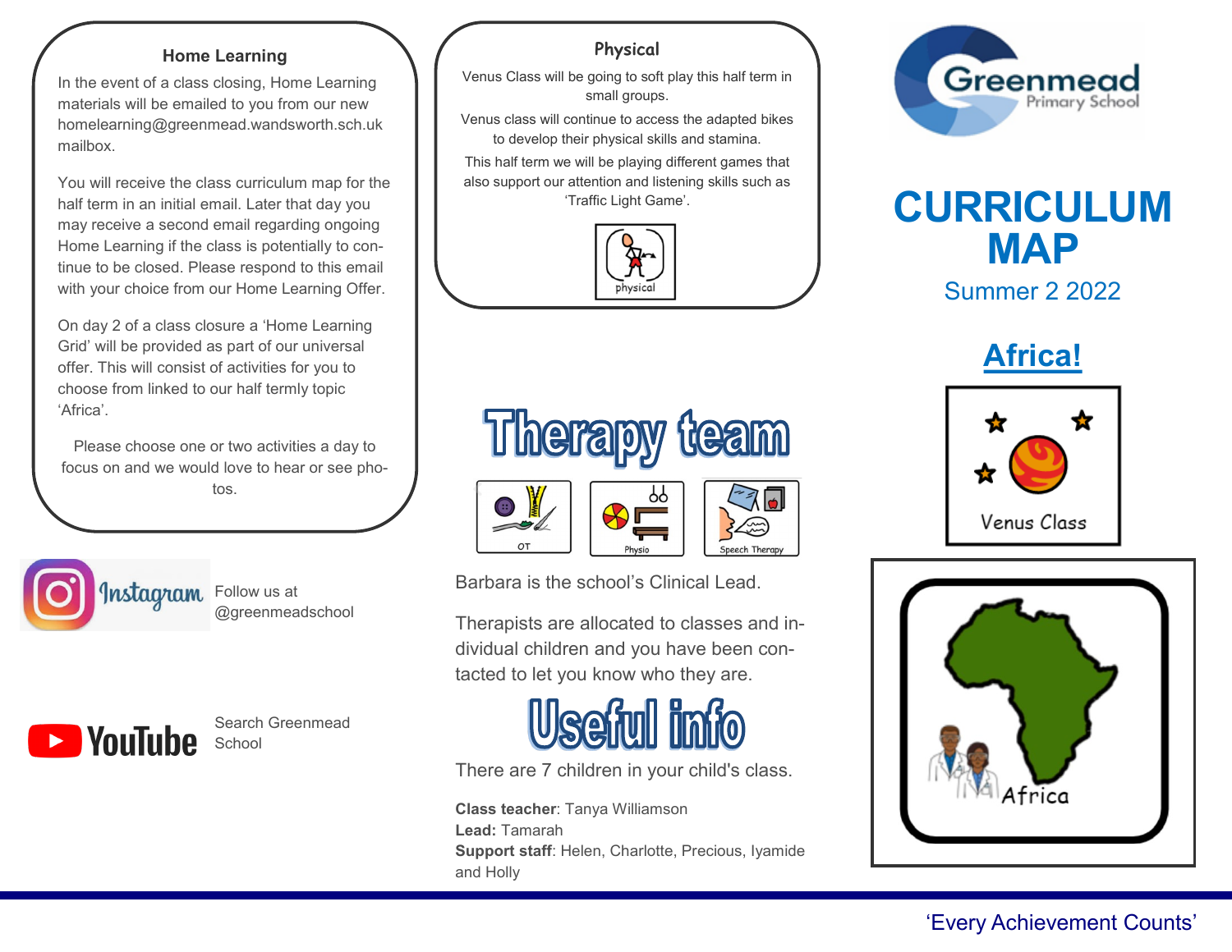### Home Learning

In the event of a class closing, Home Learning materials will be emailed to you from our new homelearning@greenmead.wandsworth.sch.uk mailbox.

You will receive the class curriculum map for the half term in an initial email. Later that day you may receive a second email regarding ongoing Home Learning if the class is potentially to continue to be closed. Please respond to this email with your choice from our Home Learning Offer.

On day 2 of a class closure a 'Home Learning Grid' will be provided as part of our universal offer. This will consist of activities for you to choose from linked to our half termly topic 'Africa'.

Please choose one or two activities a day to focus on and we would love to hear or see photos.

Instagram: Follow us at @greenmeadschool

YouTube: Search Greenmead School

### Physical

Venus Class will be going to soft play this half term in small groups.

Venus class will continue to access the adapted bikes to develop their physical skills and stamina.

This half term we will be playing different games that also support our attention and listening skills such as 'Traffic Light Game'.

physical

## Therapy team

OT | Physio | Speech Therapy

Barbara is the school's Clinical Lead.

Therapists are allocated to classes and individual children and you have been contacted to let you know who they are.

## Useful info

There are 7 children in your child's class.

**Class teacher**: Tanya Williamson
**Lead:** Tamarah
**Support staff**: Helen, Charlotte, Precious, Iyamide and Holly

Greenmead Primary School

# CURRICULUM MAP

Summer 2 2022

## Africa!

Venus Class

Africa

'Every Achievement Counts'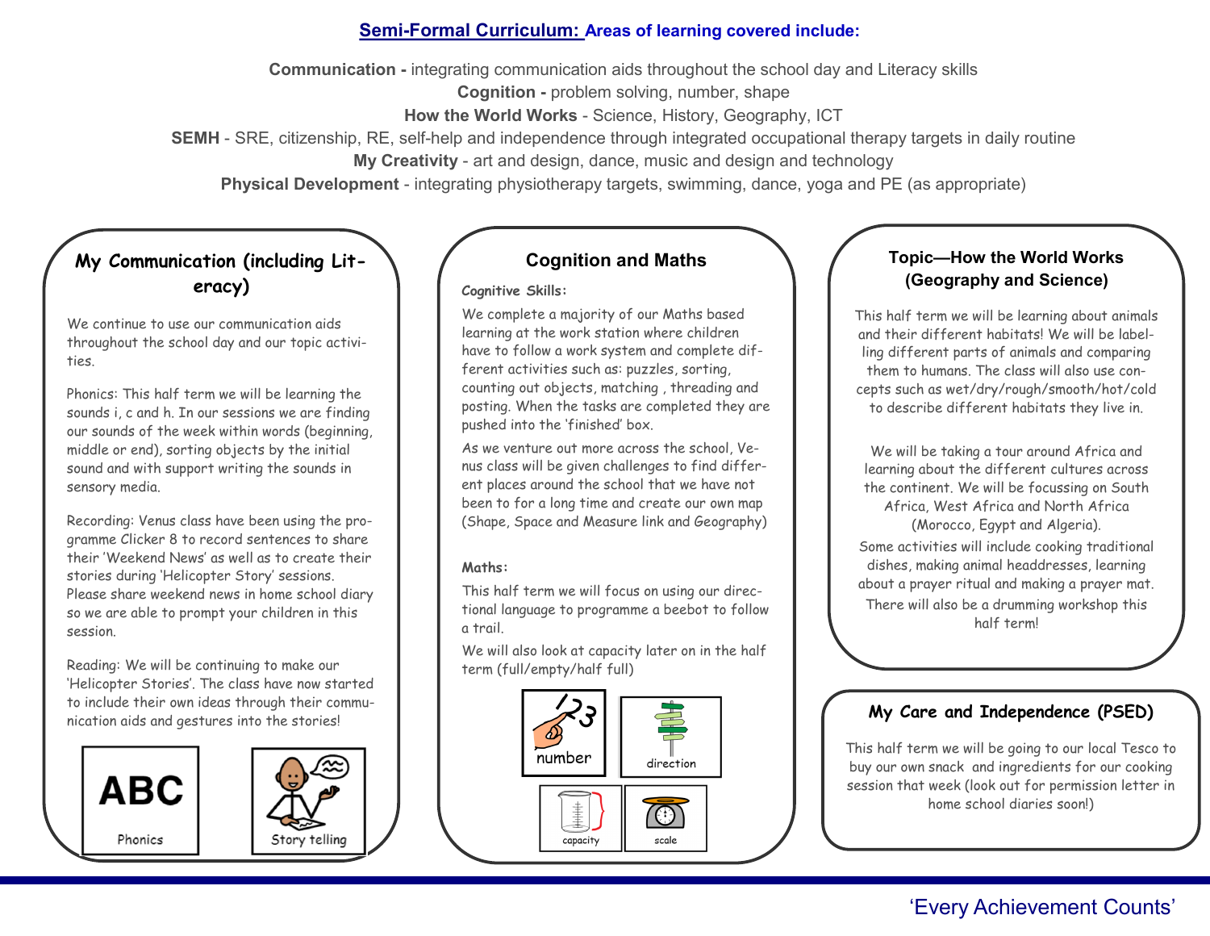## Semi-Formal Curriculum: Areas of learning covered include:

**Communication -** integrating communication aids throughout the school day and Literacy skills
**Cognition -** problem solving, number, shape
**How the World Works** - Science, History, Geography, ICT
**SEMH** - SRE, citizenship, RE, self-help and independence through integrated occupational therapy targets in daily routine
**My Creativity** - art and design, dance, music and design and technology
**Physical Development** - integrating physiotherapy targets, swimming, dance, yoga and PE (as appropriate)

### My Communication (including Literacy)

We continue to use our communication aids throughout the school day and our topic activities.

Phonics: This half term we will be learning the sounds i, c and h. In our sessions we are finding our sounds of the week within words (beginning, middle or end), sorting objects by the initial sound and with support writing the sounds in sensory media.

Recording: Venus class have been using the programme Clicker 8 to record sentences to share their 'Weekend News' as well as to create their stories during 'Helicopter Story' sessions. Please share weekend news in home school diary so we are able to prompt your children in this session.

Reading: We will be continuing to make our 'Helicopter Stories'. The class have now started to include their own ideas through their communication aids and gestures into the stories!

Phonics

Story telling

### Cognition and Maths

**Cognitive Skills:**

We complete a majority of our Maths based learning at the work station where children have to follow a work system and complete different activities such as: puzzles, sorting, counting out objects, matching , threading and posting. When the tasks are completed they are pushed into the 'finished' box.

As we venture out more across the school, Venus class will be given challenges to find different places around the school that we have not been to for a long time and create our own map (Shape, Space and Measure link and Geography)

**Maths:**

This half term we will focus on using our directional language to programme a beebot to follow a trail.

We will also look at capacity later on in the half term (full/empty/half full)

number

direction

capacity

scale

### Topic—How the World Works (Geography and Science)

This half term we will be learning about animals and their different habitats! We will be labelling different parts of animals and comparing them to humans. The class will also use concepts such as wet/dry/rough/smooth/hot/cold to describe different habitats they live in.

We will be taking a tour around Africa and learning about the different cultures across the continent. We will be focussing on South Africa, West Africa and North Africa (Morocco, Egypt and Algeria).

Some activities will include cooking traditional dishes, making animal headdresses, learning about a prayer ritual and making a prayer mat. There will also be a drumming workshop this half term!

### My Care and Independence (PSED)

This half term we will be going to our local Tesco to buy our own snack and ingredients for our cooking session that week (look out for permission letter in home school diaries soon!)

'Every Achievement Counts'